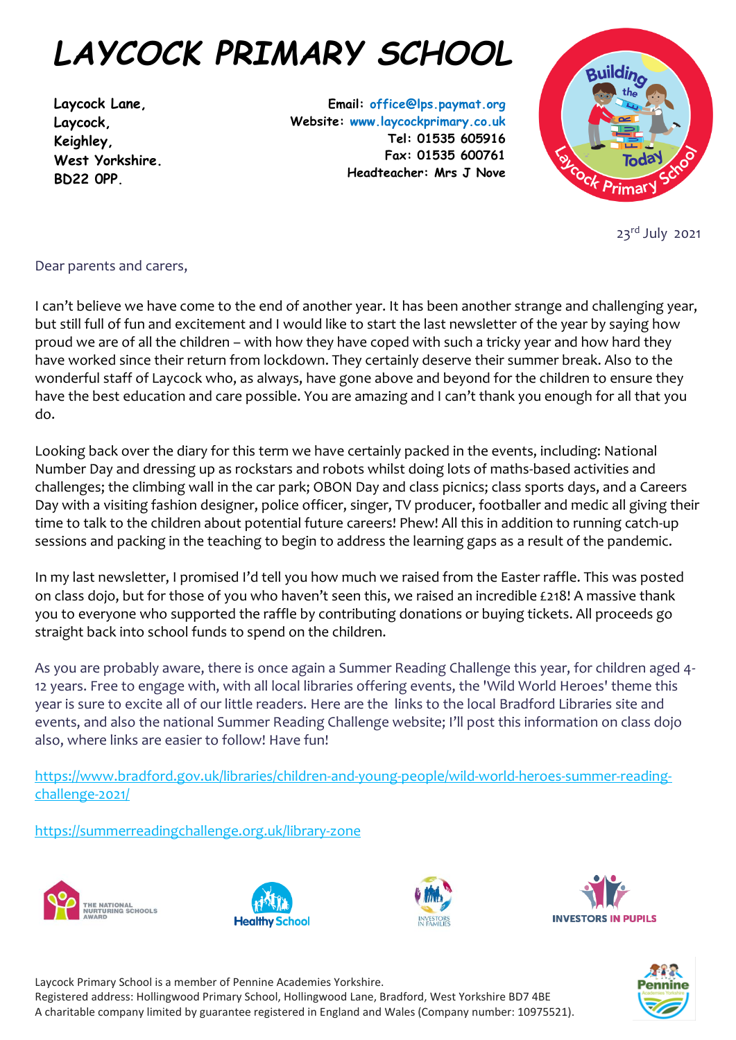# LAYCOCK PRIMARY SCHOOL

**Laycock Lane,**
**Laycock,**
**Keighley,**
**West Yorkshire.**
**BD22 0PP.**

**Email:** office@lps.paymat.org
**Website:** www.laycockprimary.co.uk
**Tel: 01535 605916**
**Fax: 01535 600761**
**Headteacher: Mrs J Nove**

23rd July 2021

Dear parents and carers,

I can't believe we have come to the end of another year. It has been another strange and challenging year, but still full of fun and excitement and I would like to start the last newsletter of the year by saying how proud we are of all the children – with how they have coped with such a tricky year and how hard they have worked since their return from lockdown. They certainly deserve their summer break. Also to the wonderful staff of Laycock who, as always, have gone above and beyond for the children to ensure they have the best education and care possible. You are amazing and I can't thank you enough for all that you do.

Looking back over the diary for this term we have certainly packed in the events, including: National Number Day and dressing up as rockstars and robots whilst doing lots of maths-based activities and challenges; the climbing wall in the car park; OBON Day and class picnics; class sports days, and a Careers Day with a visiting fashion designer, police officer, singer, TV producer, footballer and medic all giving their time to talk to the children about potential future careers! Phew! All this in addition to running catch-up sessions and packing in the teaching to begin to address the learning gaps as a result of the pandemic.

In my last newsletter, I promised I'd tell you how much we raised from the Easter raffle. This was posted on class dojo, but for those of you who haven't seen this, we raised an incredible £218! A massive thank you to everyone who supported the raffle by contributing donations or buying tickets. All proceeds go straight back into school funds to spend on the children.

As you are probably aware, there is once again a Summer Reading Challenge this year, for children aged 4-12 years. Free to engage with, with all local libraries offering events, the 'Wild World Heroes' theme this year is sure to excite all of our little readers. Here are the links to the local Bradford Libraries site and events, and also the national Summer Reading Challenge website; I'll post this information on class dojo also, where links are easier to follow! Have fun!

https://www.bradford.gov.uk/libraries/children-and-young-people/wild-world-heroes-summer-reading-challenge-2021/

https://summerreadingchallenge.org.uk/library-zone

Laycock Primary School is a member of Pennine Academies Yorkshire.
Registered address: Hollingwood Primary School, Hollingwood Lane, Bradford, West Yorkshire BD7 4BE
A charitable company limited by guarantee registered in England and Wales (Company number: 10975521).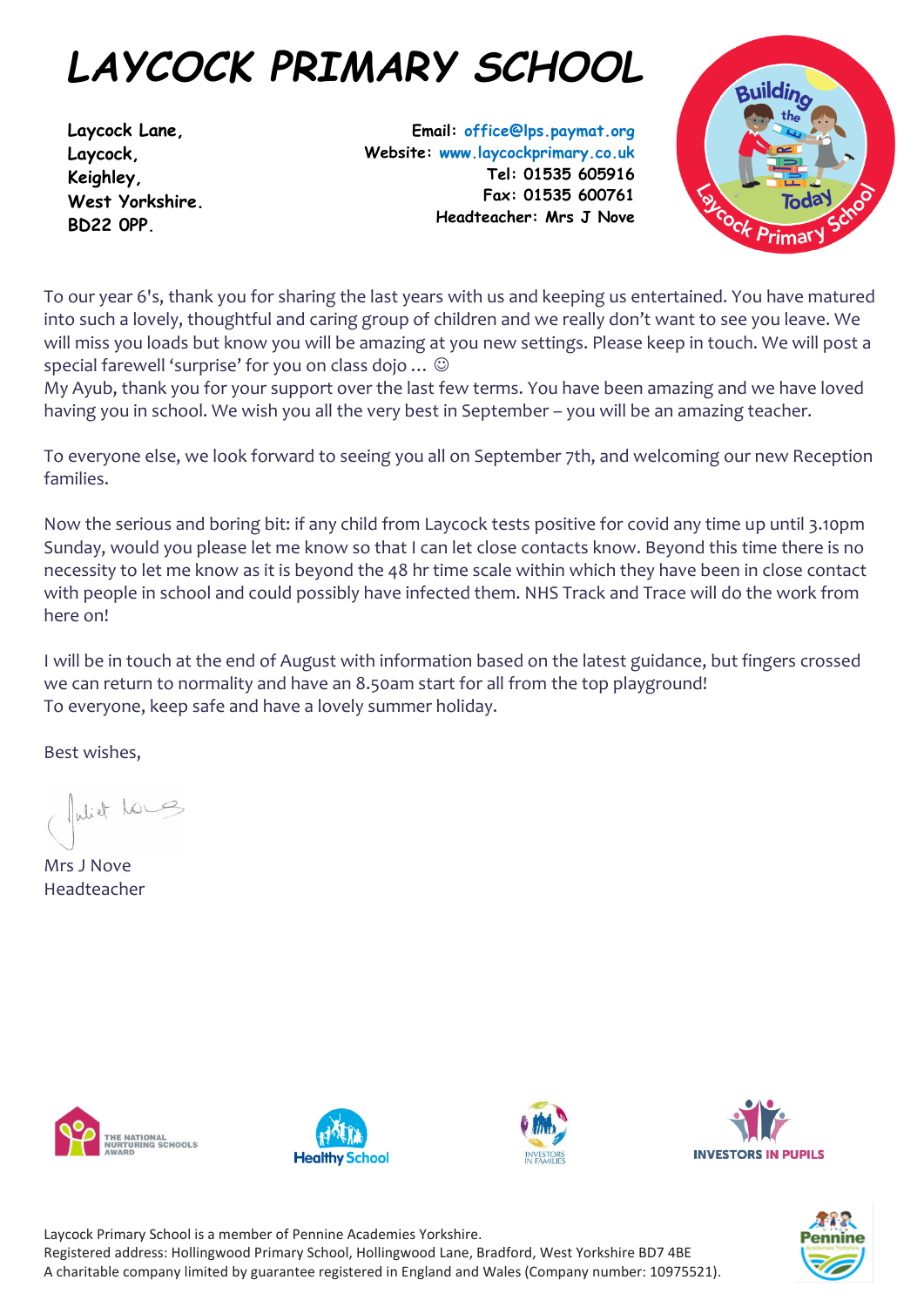# LAYCOCK PRIMARY SCHOOL

**Laycock Lane,**
**Laycock,**
**Keighley,**
**West Yorkshire.**
**BD22 0PP.**

**Email:** office@lps.paymat.org
**Website:** www.laycockprimary.co.uk
**Tel:** 01535 605916
**Fax:** 01535 600761
**Headteacher:** Mrs J Nove

To our year 6's, thank you for sharing the last years with us and keeping us entertained. You have matured into such a lovely, thoughtful and caring group of children and we really don't want to see you leave. We will miss you loads but know you will be amazing at you new settings. Please keep in touch. We will post a special farewell 'surprise' for you on class dojo … ☺
My Ayub, thank you for your support over the last few terms. You have been amazing and we have loved having you in school. We wish you all the very best in September – you will be an amazing teacher.

To everyone else, we look forward to seeing you all on September 7th, and welcoming our new Reception families.

Now the serious and boring bit: if any child from Laycock tests positive for covid any time up until 3.10pm Sunday, would you please let me know so that I can let close contacts know. Beyond this time there is no necessity to let me know as it is beyond the 48 hr time scale within which they have been in close contact with people in school and could possibly have infected them. NHS Track and Trace will do the work from here on!

I will be in touch at the end of August with information based on the latest guidance, but fingers crossed we can return to normality and have an 8.50am start for all from the top playground!
To everyone, keep safe and have a lovely summer holiday.

Best wishes,

Mrs J Nove
Headteacher

Laycock Primary School is a member of Pennine Academies Yorkshire.
Registered address: Hollingwood Primary School, Hollingwood Lane, Bradford, West Yorkshire BD7 4BE
A charitable company limited by guarantee registered in England and Wales (Company number: 10975521).